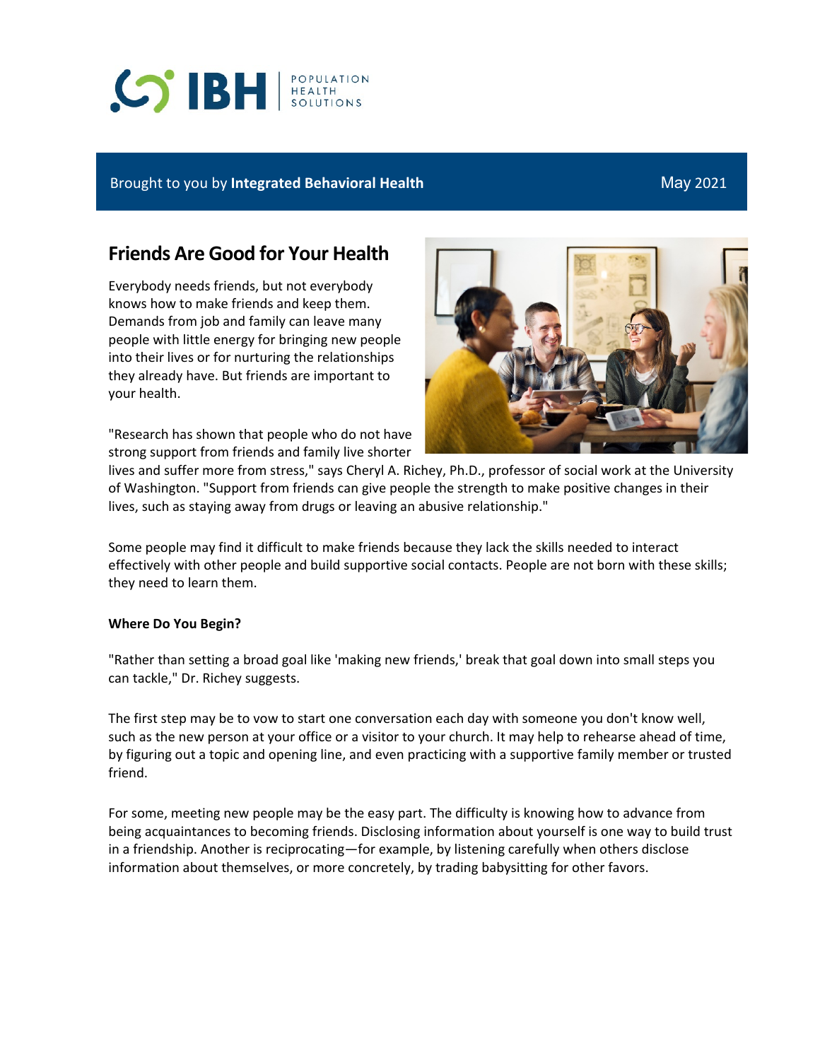IBH | POPULATION HEALTH SOLUTIONS

Brought to you by **Integrated Behavioral Health** May 2021

## Friends Are Good for Your Health

Everybody needs friends, but not everybody knows how to make friends and keep them. Demands from job and family can leave many people with little energy for bringing new people into their lives or for nurturing the relationships they already have. But friends are important to your health.

"Research has shown that people who do not have strong support from friends and family live shorter lives and suffer more from stress," says Cheryl A. Richey, Ph.D., professor of social work at the University of Washington. "Support from friends can give people the strength to make positive changes in their lives, such as staying away from drugs or leaving an abusive relationship."

Some people may find it difficult to make friends because they lack the skills needed to interact effectively with other people and build supportive social contacts. People are not born with these skills; they need to learn them.

**Where Do You Begin?**

"Rather than setting a broad goal like 'making new friends,' break that goal down into small steps you can tackle," Dr. Richey suggests.

The first step may be to vow to start one conversation each day with someone you don't know well, such as the new person at your office or a visitor to your church. It may help to rehearse ahead of time, by figuring out a topic and opening line, and even practicing with a supportive family member or trusted friend.

For some, meeting new people may be the easy part. The difficulty is knowing how to advance from being acquaintances to becoming friends. Disclosing information about yourself is one way to build trust in a friendship. Another is reciprocating—for example, by listening carefully when others disclose information about themselves, or more concretely, by trading babysitting for other favors.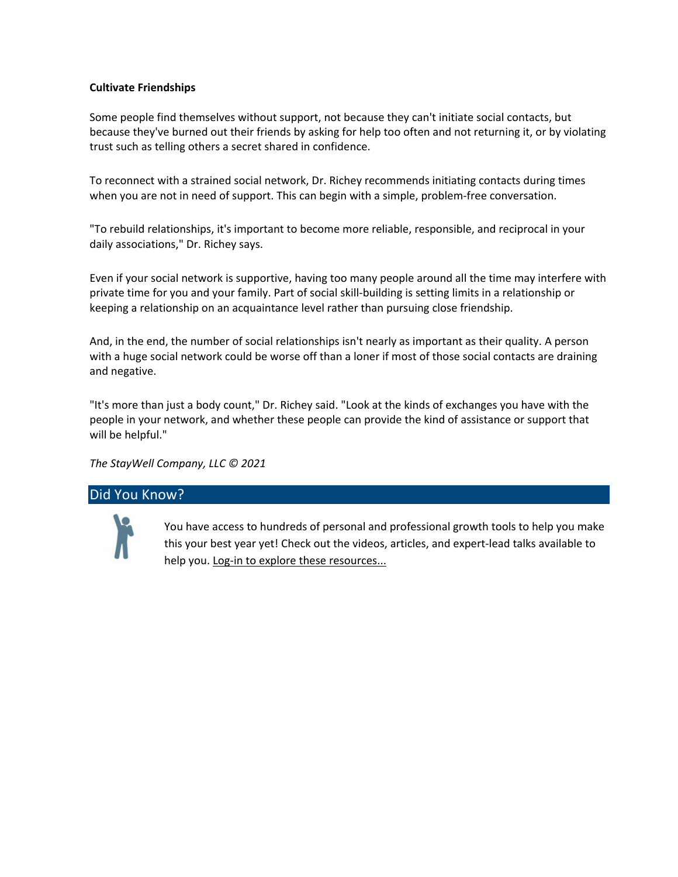**Cultivate Friendships**

Some people find themselves without support, not because they can't initiate social contacts, but because they've burned out their friends by asking for help too often and not returning it, or by violating trust such as telling others a secret shared in confidence.

To reconnect with a strained social network, Dr. Richey recommends initiating contacts during times when you are not in need of support. This can begin with a simple, problem-free conversation.

"To rebuild relationships, it's important to become more reliable, responsible, and reciprocal in your daily associations," Dr. Richey says.

Even if your social network is supportive, having too many people around all the time may interfere with private time for you and your family. Part of social skill-building is setting limits in a relationship or keeping a relationship on an acquaintance level rather than pursuing close friendship.

And, in the end, the number of social relationships isn't nearly as important as their quality. A person with a huge social network could be worse off than a loner if most of those social contacts are draining and negative.

"It's more than just a body count," Dr. Richey said. "Look at the kinds of exchanges you have with the people in your network, and whether these people can provide the kind of assistance or support that will be helpful."

*The StayWell Company, LLC © 2021*

## Did You Know?

You have access to hundreds of personal and professional growth tools to help you make this your best year yet! Check out the videos, articles, and expert-lead talks available to help you. Log-in to explore these resources...